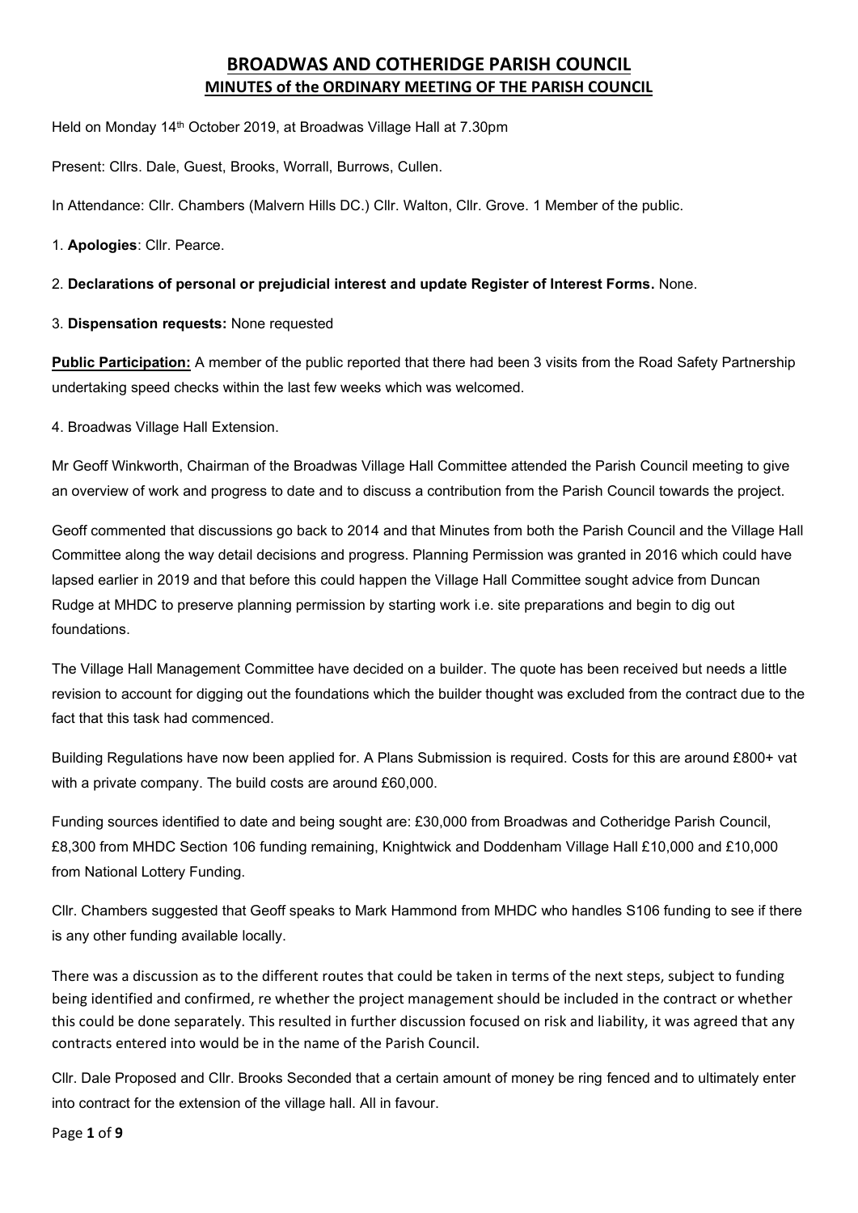# BROADWAS AND COTHERIDGE PARISH COUNCIL

## MINUTES of the ORDINARY MEETING OF THE PARISH COUNCIL

Held on Monday 14th October 2019, at Broadwas Village Hall at 7.30pm

Present: Cllrs. Dale, Guest, Brooks, Worrall, Burrows, Cullen.

In Attendance: Cllr. Chambers (Malvern Hills DC.) Cllr. Walton, Cllr. Grove. 1 Member of the public.

1. **Apologies**: Cllr. Pearce.

2. **Declarations of personal or prejudicial interest and update Register of Interest Forms.** None.

3. **Dispensation requests:** None requested

**Public Participation:** A member of the public reported that there had been 3 visits from the Road Safety Partnership undertaking speed checks within the last few weeks which was welcomed.

4. Broadwas Village Hall Extension.

Mr Geoff Winkworth, Chairman of the Broadwas Village Hall Committee attended the Parish Council meeting to give an overview of work and progress to date and to discuss a contribution from the Parish Council towards the project.

Geoff commented that discussions go back to 2014 and that Minutes from both the Parish Council and the Village Hall Committee along the way detail decisions and progress. Planning Permission was granted in 2016 which could have lapsed earlier in 2019 and that before this could happen the Village Hall Committee sought advice from Duncan Rudge at MHDC to preserve planning permission by starting work i.e. site preparations and begin to dig out foundations.

The Village Hall Management Committee have decided on a builder. The quote has been received but needs a little revision to account for digging out the foundations which the builder thought was excluded from the contract due to the fact that this task had commenced.

Building Regulations have now been applied for. A Plans Submission is required. Costs for this are around £800+ vat with a private company. The build costs are around £60,000.

Funding sources identified to date and being sought are: £30,000 from Broadwas and Cotheridge Parish Council, £8,300 from MHDC Section 106 funding remaining, Knightwick and Doddenham Village Hall £10,000 and £10,000 from National Lottery Funding.

Cllr. Chambers suggested that Geoff speaks to Mark Hammond from MHDC who handles S106 funding to see if there is any other funding available locally.

There was a discussion as to the different routes that could be taken in terms of the next steps, subject to funding being identified and confirmed, re whether the project management should be included in the contract or whether this could be done separately. This resulted in further discussion focused on risk and liability, it was agreed that any contracts entered into would be in the name of the Parish Council.

Cllr. Dale Proposed and Cllr. Brooks Seconded that a certain amount of money be ring fenced and to ultimately enter into contract for the extension of the village hall. All in favour.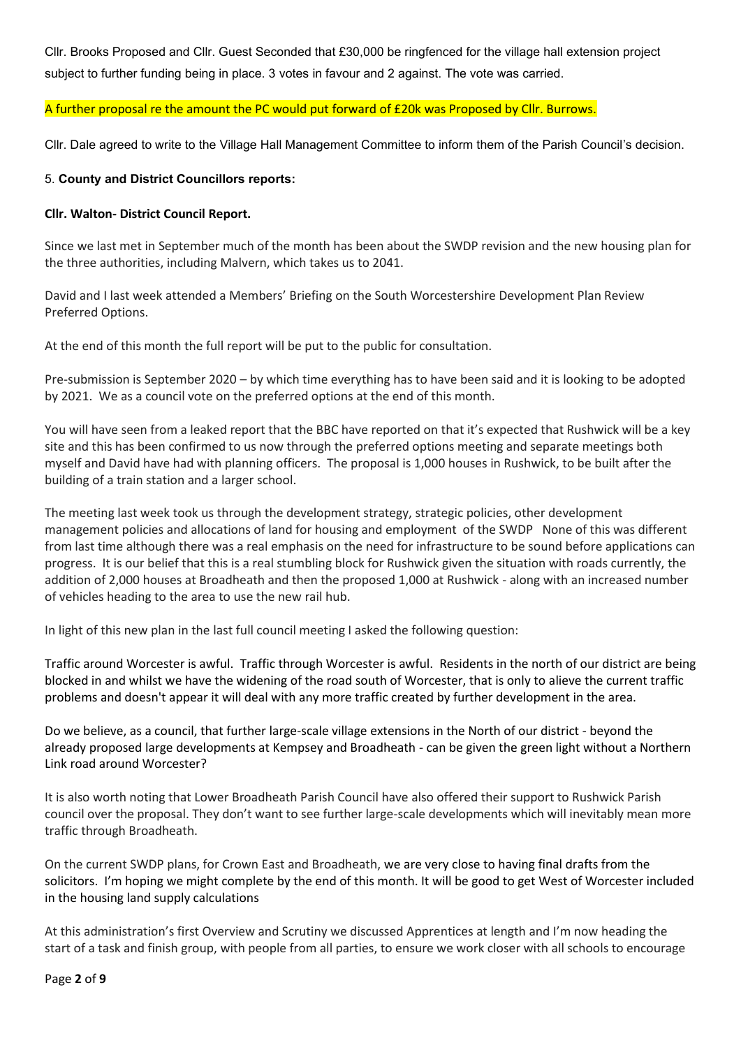Cllr. Brooks Proposed and Cllr. Guest Seconded that £30,000 be ringfenced for the village hall extension project subject to further funding being in place. 3 votes in favour and 2 against. The vote was carried.

A further proposal re the amount the PC would put forward of £20k was Proposed by Cllr. Burrows.

Cllr. Dale agreed to write to the Village Hall Management Committee to inform them of the Parish Council's decision.

5. **County and District Councillors reports:**

**Cllr. Walton- District Council Report.**

Since we last met in September much of the month has been about the SWDP revision and the new housing plan for the three authorities, including Malvern, which takes us to 2041.

David and I last week attended a Members' Briefing on the South Worcestershire Development Plan Review Preferred Options.

At the end of this month the full report will be put to the public for consultation.

Pre-submission is September 2020 – by which time everything has to have been said and it is looking to be adopted by 2021. We as a council vote on the preferred options at the end of this month.

You will have seen from a leaked report that the BBC have reported on that it's expected that Rushwick will be a key site and this has been confirmed to us now through the preferred options meeting and separate meetings both myself and David have had with planning officers. The proposal is 1,000 houses in Rushwick, to be built after the building of a train station and a larger school.

The meeting last week took us through the development strategy, strategic policies, other development management policies and allocations of land for housing and employment of the SWDP None of this was different from last time although there was a real emphasis on the need for infrastructure to be sound before applications can progress. It is our belief that this is a real stumbling block for Rushwick given the situation with roads currently, the addition of 2,000 houses at Broadheath and then the proposed 1,000 at Rushwick - along with an increased number of vehicles heading to the area to use the new rail hub.

In light of this new plan in the last full council meeting I asked the following question:

Traffic around Worcester is awful. Traffic through Worcester is awful. Residents in the north of our district are being blocked in and whilst we have the widening of the road south of Worcester, that is only to alieve the current traffic problems and doesn't appear it will deal with any more traffic created by further development in the area.

Do we believe, as a council, that further large-scale village extensions in the North of our district - beyond the already proposed large developments at Kempsey and Broadheath - can be given the green light without a Northern Link road around Worcester?

It is also worth noting that Lower Broadheath Parish Council have also offered their support to Rushwick Parish council over the proposal. They don't want to see further large-scale developments which will inevitably mean more traffic through Broadheath.

On the current SWDP plans, for Crown East and Broadheath, we are very close to having final drafts from the solicitors. I'm hoping we might complete by the end of this month. It will be good to get West of Worcester included in the housing land supply calculations

At this administration's first Overview and Scrutiny we discussed Apprentices at length and I'm now heading the start of a task and finish group, with people from all parties, to ensure we work closer with all schools to encourage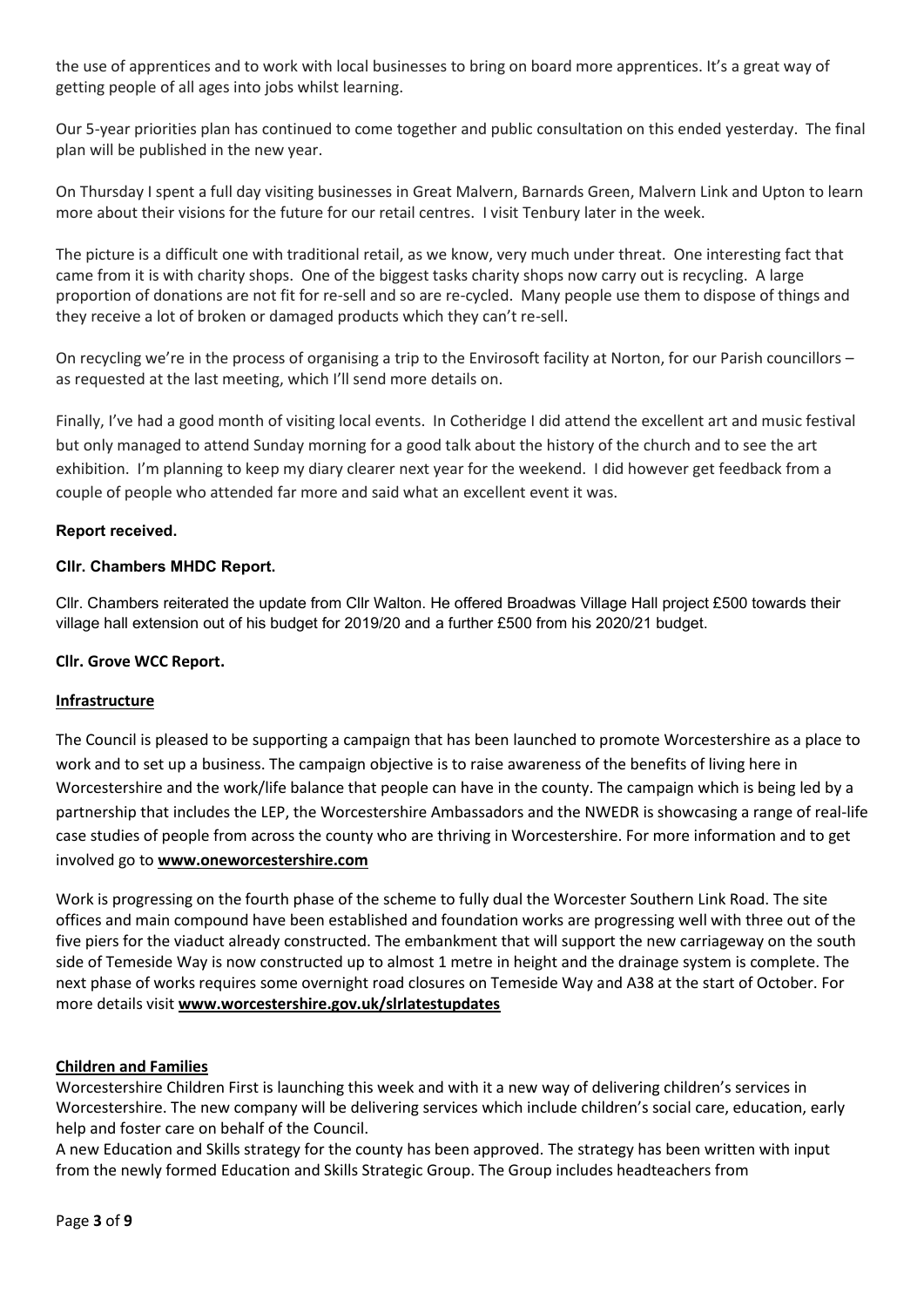the use of apprentices and to work with local businesses to bring on board more apprentices. It's a great way of getting people of all ages into jobs whilst learning.

Our 5-year priorities plan has continued to come together and public consultation on this ended yesterday. The final plan will be published in the new year.

On Thursday I spent a full day visiting businesses in Great Malvern, Barnards Green, Malvern Link and Upton to learn more about their visions for the future for our retail centres. I visit Tenbury later in the week.

The picture is a difficult one with traditional retail, as we know, very much under threat. One interesting fact that came from it is with charity shops. One of the biggest tasks charity shops now carry out is recycling. A large proportion of donations are not fit for re-sell and so are re-cycled. Many people use them to dispose of things and they receive a lot of broken or damaged products which they can't re-sell.

On recycling we're in the process of organising a trip to the Envirosoft facility at Norton, for our Parish councillors – as requested at the last meeting, which I'll send more details on.

Finally, I've had a good month of visiting local events. In Cotheridge I did attend the excellent art and music festival but only managed to attend Sunday morning for a good talk about the history of the church and to see the art exhibition. I'm planning to keep my diary clearer next year for the weekend. I did however get feedback from a couple of people who attended far more and said what an excellent event it was.

**Report received.**

**Cllr. Chambers MHDC Report.**

Cllr. Chambers reiterated the update from Cllr Walton. He offered Broadwas Village Hall project £500 towards their village hall extension out of his budget for 2019/20 and a further £500 from his 2020/21 budget.

**Cllr. Grove WCC Report.**

**Infrastructure**

The Council is pleased to be supporting a campaign that has been launched to promote Worcestershire as a place to work and to set up a business. The campaign objective is to raise awareness of the benefits of living here in Worcestershire and the work/life balance that people can have in the county. The campaign which is being led by a partnership that includes the LEP, the Worcestershire Ambassadors and the NWEDR is showcasing a range of real-life case studies of people from across the county who are thriving in Worcestershire. For more information and to get involved go to **www.oneworcestershire.com**

Work is progressing on the fourth phase of the scheme to fully dual the Worcester Southern Link Road. The site offices and main compound have been established and foundation works are progressing well with three out of the five piers for the viaduct already constructed. The embankment that will support the new carriageway on the south side of Temeside Way is now constructed up to almost 1 metre in height and the drainage system is complete. The next phase of works requires some overnight road closures on Temeside Way and A38 at the start of October. For more details visit **www.worcestershire.gov.uk/slrlatestupdates**

**Children and Families**

Worcestershire Children First is launching this week and with it a new way of delivering children's services in Worcestershire. The new company will be delivering services which include children's social care, education, early help and foster care on behalf of the Council.

A new Education and Skills strategy for the county has been approved. The strategy has been written with input from the newly formed Education and Skills Strategic Group. The Group includes headteachers from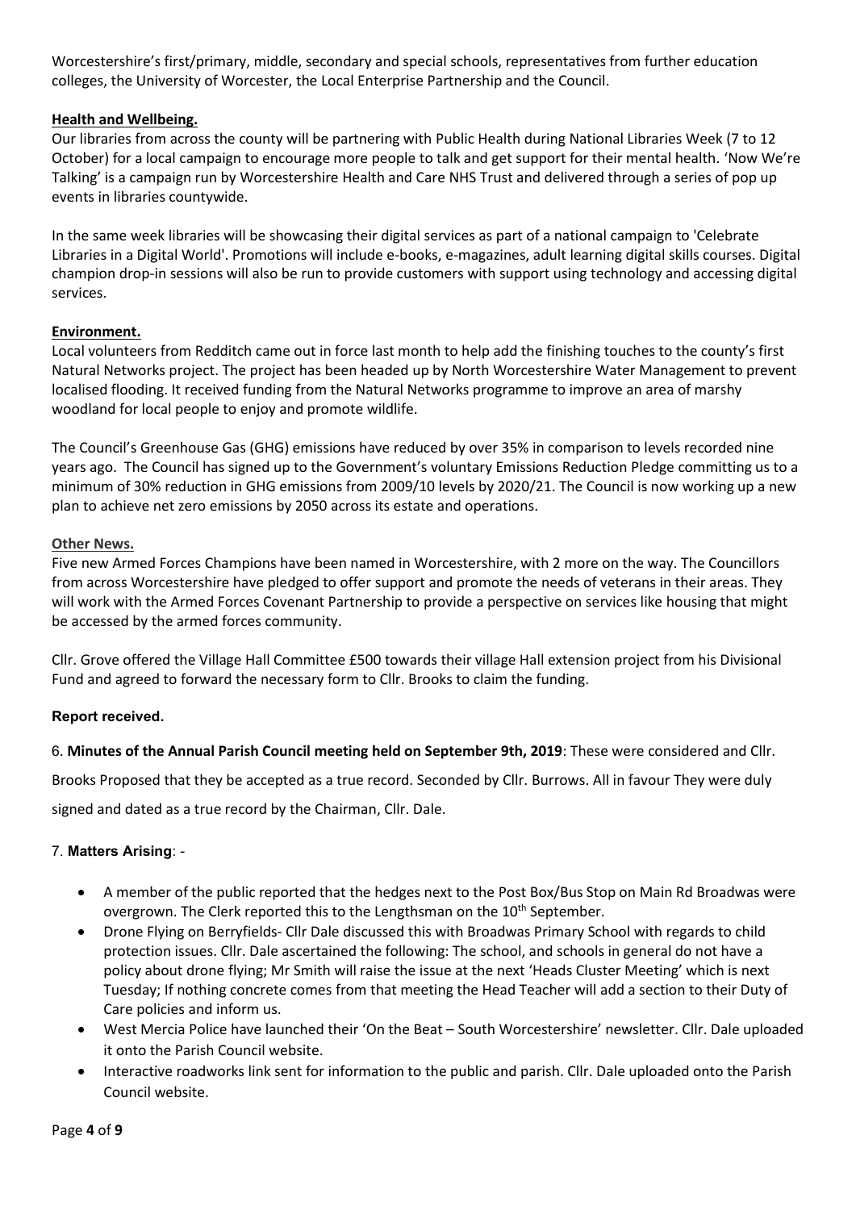Worcestershire's first/primary, middle, secondary and special schools, representatives from further education colleges, the University of Worcester, the Local Enterprise Partnership and the Council.

**Health and Wellbeing.**

Our libraries from across the county will be partnering with Public Health during National Libraries Week (7 to 12 October) for a local campaign to encourage more people to talk and get support for their mental health. 'Now We're Talking' is a campaign run by Worcestershire Health and Care NHS Trust and delivered through a series of pop up events in libraries countywide.

In the same week libraries will be showcasing their digital services as part of a national campaign to 'Celebrate Libraries in a Digital World'. Promotions will include e-books, e-magazines, adult learning digital skills courses. Digital champion drop-in sessions will also be run to provide customers with support using technology and accessing digital services.

**Environment.**

Local volunteers from Redditch came out in force last month to help add the finishing touches to the county's first Natural Networks project. The project has been headed up by North Worcestershire Water Management to prevent localised flooding. It received funding from the Natural Networks programme to improve an area of marshy woodland for local people to enjoy and promote wildlife.

The Council's Greenhouse Gas (GHG) emissions have reduced by over 35% in comparison to levels recorded nine years ago. The Council has signed up to the Government's voluntary Emissions Reduction Pledge committing us to a minimum of 30% reduction in GHG emissions from 2009/10 levels by 2020/21. The Council is now working up a new plan to achieve net zero emissions by 2050 across its estate and operations.

**Other News.**

Five new Armed Forces Champions have been named in Worcestershire, with 2 more on the way. The Councillors from across Worcestershire have pledged to offer support and promote the needs of veterans in their areas. They will work with the Armed Forces Covenant Partnership to provide a perspective on services like housing that might be accessed by the armed forces community.

Cllr. Grove offered the Village Hall Committee £500 towards their village Hall extension project from his Divisional Fund and agreed to forward the necessary form to Cllr. Brooks to claim the funding.

**Report received.**

6. **Minutes of the Annual Parish Council meeting held on September 9th, 2019**: These were considered and Cllr. Brooks Proposed that they be accepted as a true record. Seconded by Cllr. Burrows. All in favour They were duly signed and dated as a true record by the Chairman, Cllr. Dale.

7. **Matters Arising**: -

- A member of the public reported that the hedges next to the Post Box/Bus Stop on Main Rd Broadwas were overgrown. The Clerk reported this to the Lengthsman on the 10th September.
- Drone Flying on Berryfields- Cllr Dale discussed this with Broadwas Primary School with regards to child protection issues. Cllr. Dale ascertained the following: The school, and schools in general do not have a policy about drone flying; Mr Smith will raise the issue at the next 'Heads Cluster Meeting' which is next Tuesday; If nothing concrete comes from that meeting the Head Teacher will add a section to their Duty of Care policies and inform us.
- West Mercia Police have launched their 'On the Beat – South Worcestershire' newsletter. Cllr. Dale uploaded it onto the Parish Council website.
- Interactive roadworks link sent for information to the public and parish. Cllr. Dale uploaded onto the Parish Council website.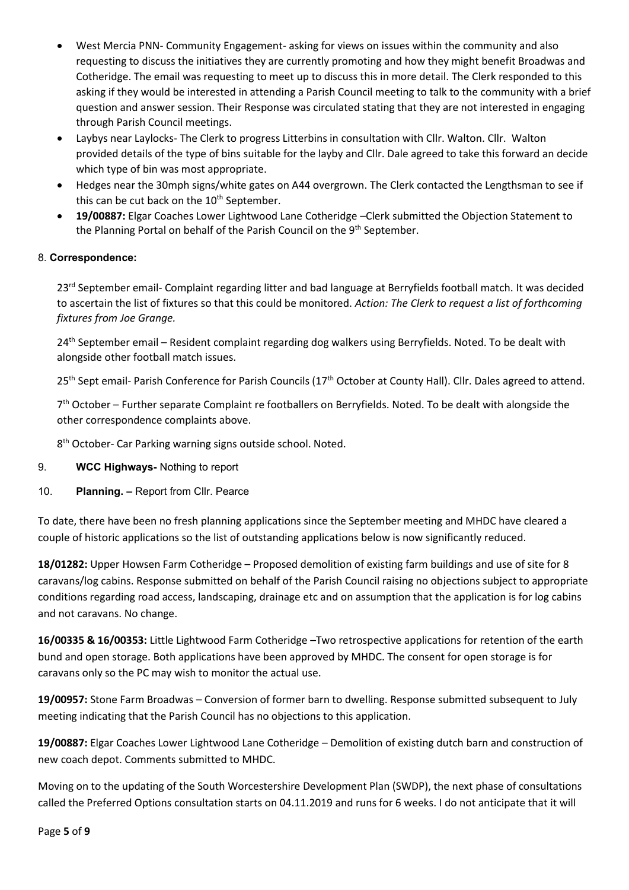- West Mercia PNN- Community Engagement- asking for views on issues within the community and also requesting to discuss the initiatives they are currently promoting and how they might benefit Broadwas and Cotheridge. The email was requesting to meet up to discuss this in more detail. The Clerk responded to this asking if they would be interested in attending a Parish Council meeting to talk to the community with a brief question and answer session. Their Response was circulated stating that they are not interested in engaging through Parish Council meetings.
- Laybys near Laylocks- The Clerk to progress Litterbins in consultation with Cllr. Walton. Cllr. Walton provided details of the type of bins suitable for the layby and Cllr. Dale agreed to take this forward an decide which type of bin was most appropriate.
- Hedges near the 30mph signs/white gates on A44 overgrown. The Clerk contacted the Lengthsman to see if this can be cut back on the 10th September.
- **19/00887:** Elgar Coaches Lower Lightwood Lane Cotheridge –Clerk submitted the Objection Statement to the Planning Portal on behalf of the Parish Council on the 9th September.

8. **Correspondence:**

23rd September email- Complaint regarding litter and bad language at Berryfields football match. It was decided to ascertain the list of fixtures so that this could be monitored. *Action: The Clerk to request a list of forthcoming fixtures from Joe Grange.*

24th September email – Resident complaint regarding dog walkers using Berryfields. Noted. To be dealt with alongside other football match issues.

25th Sept email- Parish Conference for Parish Councils (17th October at County Hall). Cllr. Dales agreed to attend.

7th October – Further separate Complaint re footballers on Berryfields. Noted. To be dealt with alongside the other correspondence complaints above.

8th October- Car Parking warning signs outside school. Noted.

9. **WCC Highways-** Nothing to report

10. **Planning. –** Report from Cllr. Pearce

To date, there have been no fresh planning applications since the September meeting and MHDC have cleared a couple of historic applications so the list of outstanding applications below is now significantly reduced.

**18/01282:** Upper Howsen Farm Cotheridge – Proposed demolition of existing farm buildings and use of site for 8 caravans/log cabins. Response submitted on behalf of the Parish Council raising no objections subject to appropriate conditions regarding road access, landscaping, drainage etc and on assumption that the application is for log cabins and not caravans. No change.

**16/00335 & 16/00353:** Little Lightwood Farm Cotheridge –Two retrospective applications for retention of the earth bund and open storage. Both applications have been approved by MHDC. The consent for open storage is for caravans only so the PC may wish to monitor the actual use.

**19/00957:** Stone Farm Broadwas – Conversion of former barn to dwelling. Response submitted subsequent to July meeting indicating that the Parish Council has no objections to this application.

**19/00887:** Elgar Coaches Lower Lightwood Lane Cotheridge – Demolition of existing dutch barn and construction of new coach depot. Comments submitted to MHDC.

Moving on to the updating of the South Worcestershire Development Plan (SWDP), the next phase of consultations called the Preferred Options consultation starts on 04.11.2019 and runs for 6 weeks. I do not anticipate that it will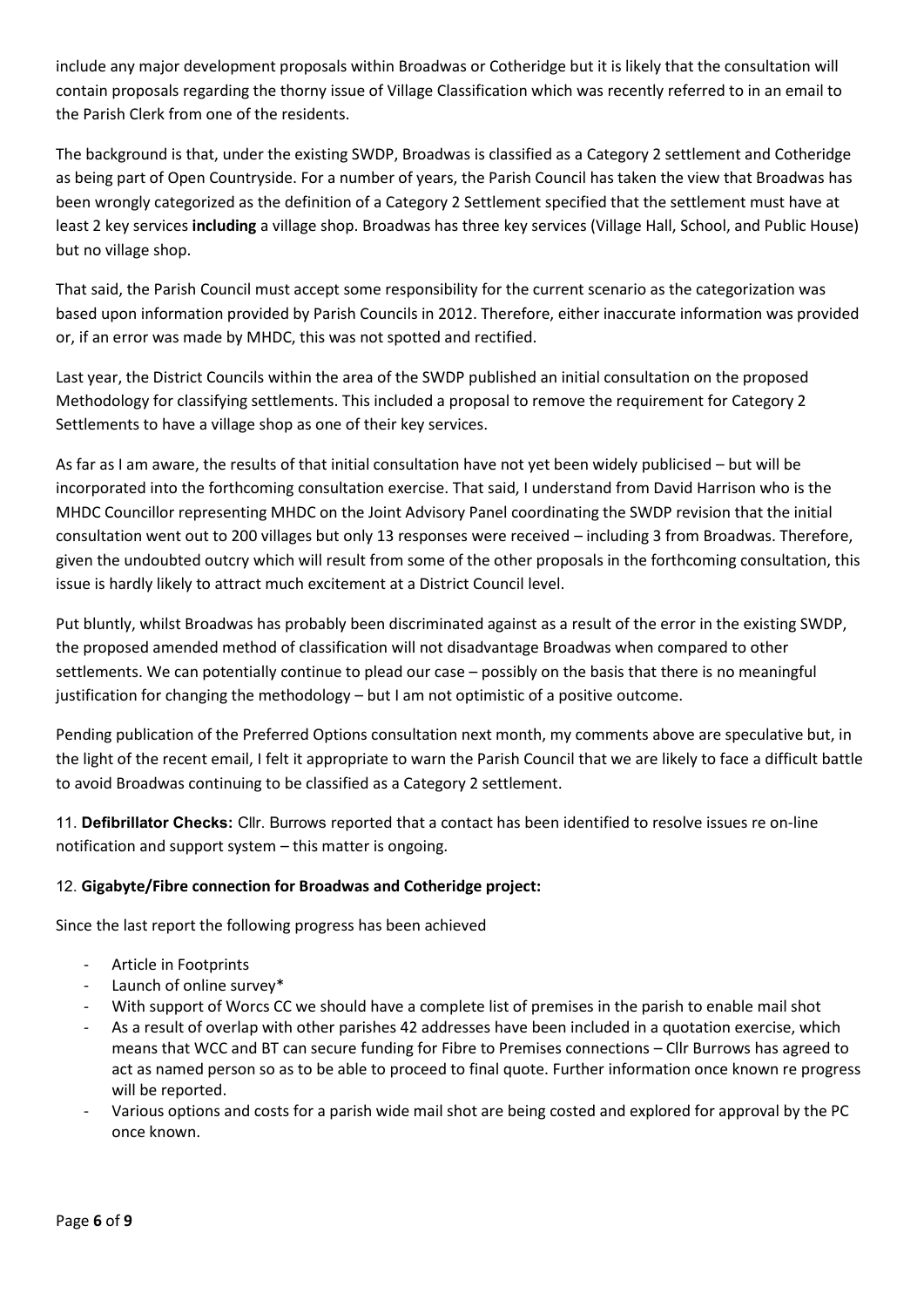include any major development proposals within Broadwas or Cotheridge but it is likely that the consultation will contain proposals regarding the thorny issue of Village Classification which was recently referred to in an email to the Parish Clerk from one of the residents.

The background is that, under the existing SWDP, Broadwas is classified as a Category 2 settlement and Cotheridge as being part of Open Countryside. For a number of years, the Parish Council has taken the view that Broadwas has been wrongly categorized as the definition of a Category 2 Settlement specified that the settlement must have at least 2 key services **including** a village shop. Broadwas has three key services (Village Hall, School, and Public House) but no village shop.

That said, the Parish Council must accept some responsibility for the current scenario as the categorization was based upon information provided by Parish Councils in 2012. Therefore, either inaccurate information was provided or, if an error was made by MHDC, this was not spotted and rectified.

Last year, the District Councils within the area of the SWDP published an initial consultation on the proposed Methodology for classifying settlements. This included a proposal to remove the requirement for Category 2 Settlements to have a village shop as one of their key services.

As far as I am aware, the results of that initial consultation have not yet been widely publicised – but will be incorporated into the forthcoming consultation exercise. That said, I understand from David Harrison who is the MHDC Councillor representing MHDC on the Joint Advisory Panel coordinating the SWDP revision that the initial consultation went out to 200 villages but only 13 responses were received – including 3 from Broadwas. Therefore, given the undoubted outcry which will result from some of the other proposals in the forthcoming consultation, this issue is hardly likely to attract much excitement at a District Council level.

Put bluntly, whilst Broadwas has probably been discriminated against as a result of the error in the existing SWDP, the proposed amended method of classification will not disadvantage Broadwas when compared to other settlements. We can potentially continue to plead our case – possibly on the basis that there is no meaningful justification for changing the methodology – but I am not optimistic of a positive outcome.

Pending publication of the Preferred Options consultation next month, my comments above are speculative but, in the light of the recent email, I felt it appropriate to warn the Parish Council that we are likely to face a difficult battle to avoid Broadwas continuing to be classified as a Category 2 settlement.

11. **Defibrillator Checks:** Cllr. Burrows reported that a contact has been identified to resolve issues re on-line notification and support system – this matter is ongoing.

12. **Gigabyte/Fibre connection for Broadwas and Cotheridge project:**

Since the last report the following progress has been achieved

- Article in Footprints
- Launch of online survey*
- With support of Worcs CC we should have a complete list of premises in the parish to enable mail shot
- As a result of overlap with other parishes 42 addresses have been included in a quotation exercise, which means that WCC and BT can secure funding for Fibre to Premises connections – Cllr Burrows has agreed to act as named person so as to be able to proceed to final quote. Further information once known re progress will be reported.
- Various options and costs for a parish wide mail shot are being costed and explored for approval by the PC once known.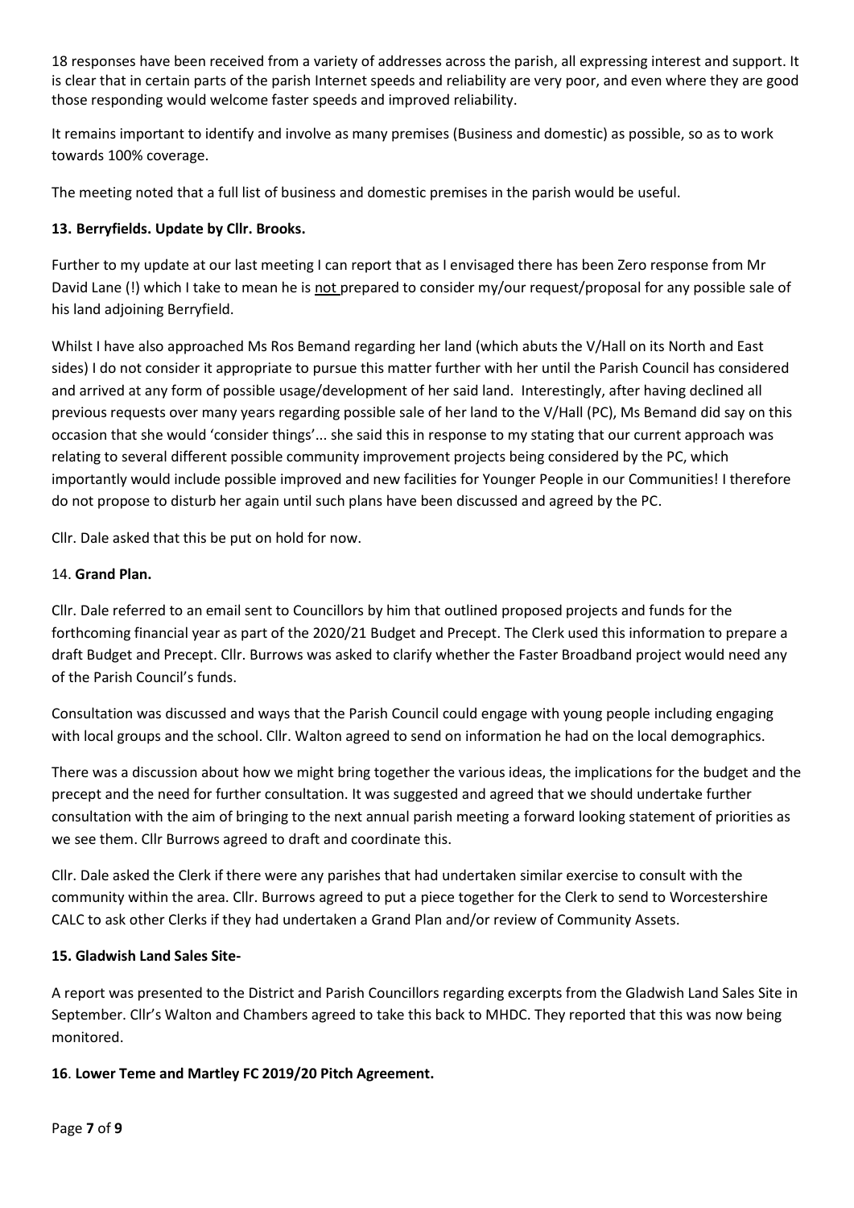18 responses have been received from a variety of addresses across the parish, all expressing interest and support. It is clear that in certain parts of the parish Internet speeds and reliability are very poor, and even where they are good those responding would welcome faster speeds and improved reliability.

It remains important to identify and involve as many premises (Business and domestic) as possible, so as to work towards 100% coverage.

The meeting noted that a full list of business and domestic premises in the parish would be useful.

**13. Berryfields. Update by Cllr. Brooks.**

Further to my update at our last meeting I can report that as I envisaged there has been Zero response from Mr David Lane (!) which I take to mean he is not prepared to consider my/our request/proposal for any possible sale of his land adjoining Berryfield.

Whilst I have also approached Ms Ros Bemand regarding her land (which abuts the V/Hall on its North and East sides) I do not consider it appropriate to pursue this matter further with her until the Parish Council has considered and arrived at any form of possible usage/development of her said land. Interestingly, after having declined all previous requests over many years regarding possible sale of her land to the V/Hall (PC), Ms Bemand did say on this occasion that she would 'consider things'... she said this in response to my stating that our current approach was relating to several different possible community improvement projects being considered by the PC, which importantly would include possible improved and new facilities for Younger People in our Communities! I therefore do not propose to disturb her again until such plans have been discussed and agreed by the PC.

Cllr. Dale asked that this be put on hold for now.

14. **Grand Plan.**

Cllr. Dale referred to an email sent to Councillors by him that outlined proposed projects and funds for the forthcoming financial year as part of the 2020/21 Budget and Precept. The Clerk used this information to prepare a draft Budget and Precept. Cllr. Burrows was asked to clarify whether the Faster Broadband project would need any of the Parish Council's funds.

Consultation was discussed and ways that the Parish Council could engage with young people including engaging with local groups and the school. Cllr. Walton agreed to send on information he had on the local demographics.

There was a discussion about how we might bring together the various ideas, the implications for the budget and the precept and the need for further consultation. It was suggested and agreed that we should undertake further consultation with the aim of bringing to the next annual parish meeting a forward looking statement of priorities as we see them. Cllr Burrows agreed to draft and coordinate this.

Cllr. Dale asked the Clerk if there were any parishes that had undertaken similar exercise to consult with the community within the area. Cllr. Burrows agreed to put a piece together for the Clerk to send to Worcestershire CALC to ask other Clerks if they had undertaken a Grand Plan and/or review of Community Assets.

**15. Gladwish Land Sales Site-**

A report was presented to the District and Parish Councillors regarding excerpts from the Gladwish Land Sales Site in September. Cllr's Walton and Chambers agreed to take this back to MHDC. They reported that this was now being monitored.

**16**. **Lower Teme and Martley FC 2019/20 Pitch Agreement.**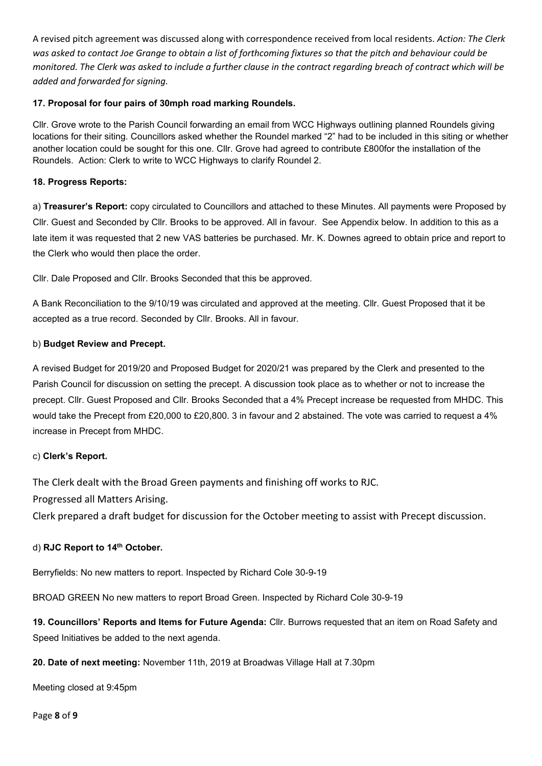A revised pitch agreement was discussed along with correspondence received from local residents. *Action: The Clerk was asked to contact Joe Grange to obtain a list of forthcoming fixtures so that the pitch and behaviour could be monitored. The Clerk was asked to include a further clause in the contract regarding breach of contract which will be added and forwarded for signing.*

**17. Proposal for four pairs of 30mph road marking Roundels.**

Cllr. Grove wrote to the Parish Council forwarding an email from WCC Highways outlining planned Roundels giving locations for their siting. Councillors asked whether the Roundel marked "2" had to be included in this siting or whether another location could be sought for this one. Cllr. Grove had agreed to contribute £800for the installation of the Roundels. Action: Clerk to write to WCC Highways to clarify Roundel 2.

**18. Progress Reports:**

a) **Treasurer's Report:** copy circulated to Councillors and attached to these Minutes. All payments were Proposed by Cllr. Guest and Seconded by Cllr. Brooks to be approved. All in favour. See Appendix below. In addition to this as a late item it was requested that 2 new VAS batteries be purchased. Mr. K. Downes agreed to obtain price and report to the Clerk who would then place the order.

Cllr. Dale Proposed and Cllr. Brooks Seconded that this be approved.

A Bank Reconciliation to the 9/10/19 was circulated and approved at the meeting. Cllr. Guest Proposed that it be accepted as a true record. Seconded by Cllr. Brooks. All in favour.

b) **Budget Review and Precept.**

A revised Budget for 2019/20 and Proposed Budget for 2020/21 was prepared by the Clerk and presented to the Parish Council for discussion on setting the precept. A discussion took place as to whether or not to increase the precept. Cllr. Guest Proposed and Cllr. Brooks Seconded that a 4% Precept increase be requested from MHDC. This would take the Precept from £20,000 to £20,800. 3 in favour and 2 abstained. The vote was carried to request a 4% increase in Precept from MHDC.

c) **Clerk's Report.**

The Clerk dealt with the Broad Green payments and finishing off works to RJC.
Progressed all Matters Arising.
Clerk prepared a draft budget for discussion for the October meeting to assist with Precept discussion.

d) **RJC Report to 14th October.**

Berryfields: No new matters to report. Inspected by Richard Cole 30-9-19

BROAD GREEN No new matters to report Broad Green. Inspected by Richard Cole 30-9-19

**19. Councillors' Reports and Items for Future Agenda:** Cllr. Burrows requested that an item on Road Safety and Speed Initiatives be added to the next agenda.

**20. Date of next meeting:** November 11th, 2019 at Broadwas Village Hall at 7.30pm

Meeting closed at 9:45pm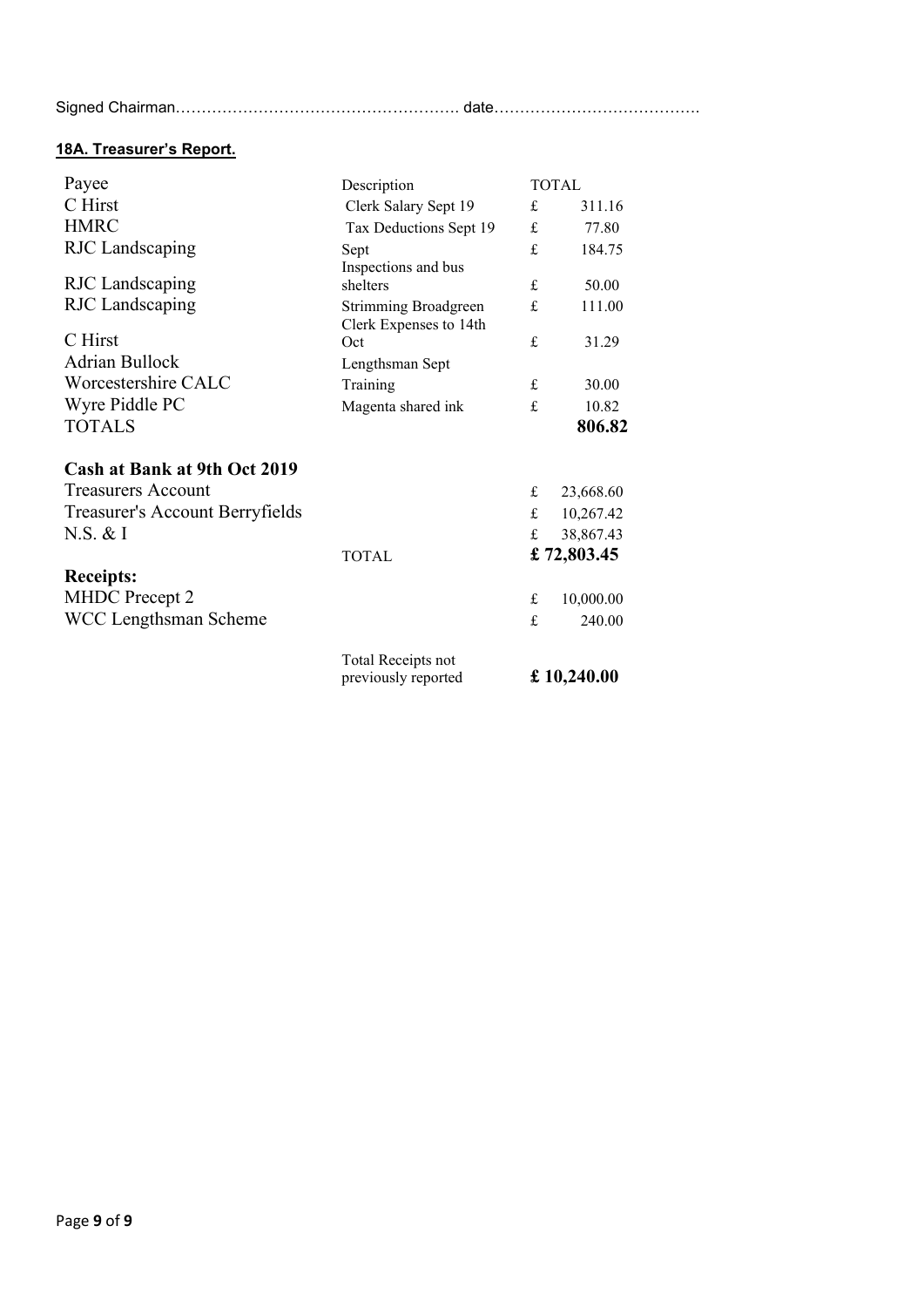Signed Chairman………………………………………………. date…………………………………

**18A. Treasurer's Report.**

| Payee | Description | TOTAL |
|---|---|---|
| C Hirst | Clerk Salary Sept 19 | £ 311.16 |
| HMRC | Tax Deductions Sept 19 | £ 77.80 |
| RJC Landscaping | Sept | £ 184.75 |
| RJC Landscaping | Inspections and bus shelters | £ 50.00 |
| RJC Landscaping | Strimming Broadgreen | £ 111.00 |
| C Hirst | Clerk Expenses to 14th Oct | £ 31.29 |
| Adrian Bullock | Lengthsman Sept | |
| Worcestershire CALC | Training | £ 30.00 |
| Wyre Piddle PC | Magenta shared ink | £ 10.82 |
| TOTALS | | **806.82** |
| **Cash at Bank at 9th Oct 2019** | | |
| Treasurers Account | | £ 23,668.60 |
| Treasurer's Account Berryfields | | £ 10,267.42 |
| N.S. & I | | £ 38,867.43 |
| | TOTAL | **£ 72,803.45** |
| **Receipts:** | | |
| MHDC Precept 2 | | £ 10,000.00 |
| WCC Lengthsman Scheme | | £ 240.00 |
| | Total Receipts not previously reported | **£ 10,240.00** |